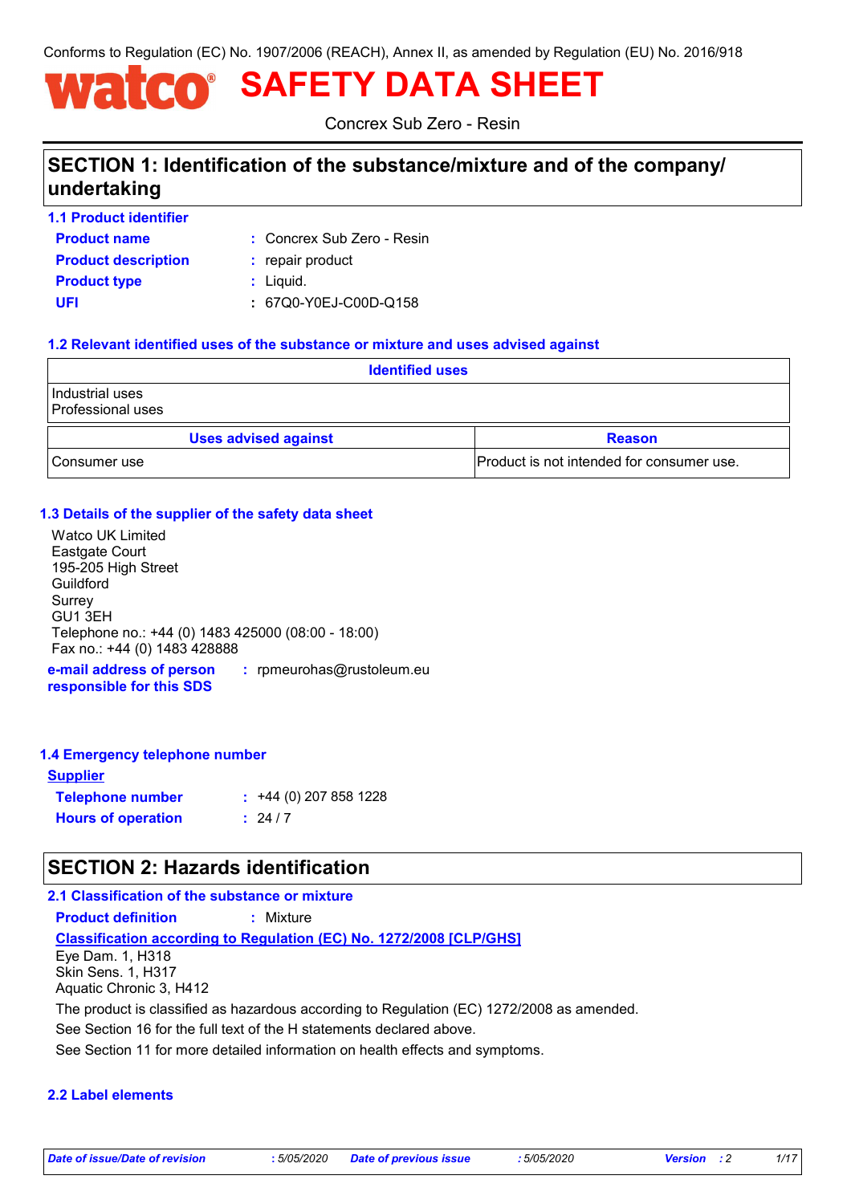Conforms to Regulation (EC) No. 1907/2006 (REACH), Annex II, as amended by Regulation (EU) No. 2016/918

# watco® SAFETY DATA SHEET

Concrex Sub Zero - Resin

## SECTION 1: Identification of the substance/mixture and of the company/undertaking

### 1.1 Product identifier

**Product name** : Concrex Sub Zero - Resin

**Product description** : repair product

**Product type** : Liquid.

**UFI** : 67Q0-Y0EJ-C00D-Q158

### 1.2 Relevant identified uses of the substance or mixture and uses advised against

| Identified uses | |
|---|---|
| Industrial uses<br>Professional uses | |
| **Uses advised against** | **Reason** |
| Consumer use | Product is not intended for consumer use. |

### 1.3 Details of the supplier of the safety data sheet

Watco UK Limited
Eastgate Court
195-205 High Street
Guildford
Surrey
GU1 3EH
Telephone no.: +44 (0) 1483 425000 (08:00 - 18:00)
Fax no.: +44 (0) 1483 428888

**e-mail address of person responsible for this SDS** : rpmeurohas@rustoleum.eu

### 1.4 Emergency telephone number

**Supplier**

**Telephone number** : +44 (0) 207 858 1228

**Hours of operation** : 24 / 7

## SECTION 2: Hazards identification

### 2.1 Classification of the substance or mixture

**Product definition** : Mixture

**Classification according to Regulation (EC) No. 1272/2008 [CLP/GHS]**

Eye Dam. 1, H318
Skin Sens. 1, H317
Aquatic Chronic 3, H412

The product is classified as hazardous according to Regulation (EC) 1272/2008 as amended.

See Section 16 for the full text of the H statements declared above.

See Section 11 for more detailed information on health effects and symptoms.

### 2.2 Label elements

| Date of issue/Date of revision | : 5/05/2020 | Date of previous issue | : 5/05/2020 | Version | : 2 |
|---|---|---|---|---|---|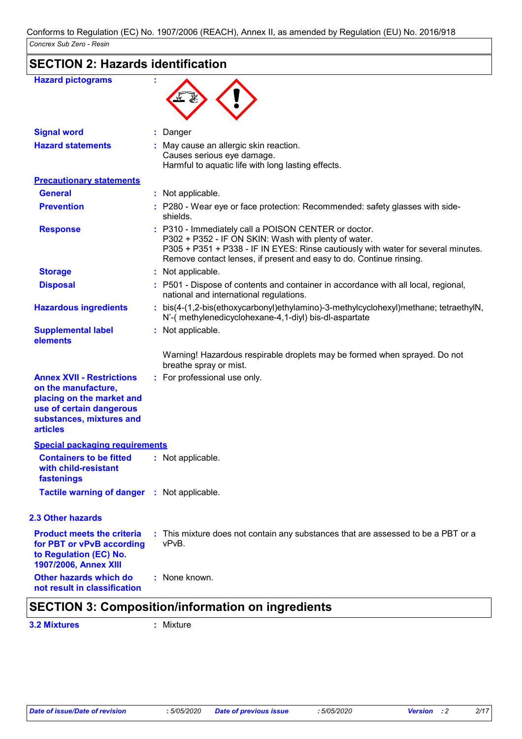Conforms to Regulation (EC) No. 1907/2006 (REACH), Annex II, as amended by Regulation (EU) No. 2016/918

*Concrex Sub Zero - Resin*

## SECTION 2: Hazards identification

**Hazard pictograms** :

**Signal word** : Danger

**Hazard statements** : May cause an allergic skin reaction.
Causes serious eye damage.
Harmful to aquatic life with long lasting effects.

**Precautionary statements**

**General** : Not applicable.

**Prevention** : P280 - Wear eye or face protection: Recommended: safety glasses with side-shields.

**Response** : P310 - Immediately call a POISON CENTER or doctor.
P302 + P352 - IF ON SKIN: Wash with plenty of water.
P305 + P351 + P338 - IF IN EYES: Rinse cautiously with water for several minutes. Remove contact lenses, if present and easy to do. Continue rinsing.

**Storage** : Not applicable.

**Disposal** : P501 - Dispose of contents and container in accordance with all local, regional, national and international regulations.

**Hazardous ingredients** : bis(4-(1,2-bis(ethoxycarbonyl)ethylamino)-3-methylcyclohexyl)methane; tetraethylN, N'-( methylenedicyclohexane-4,1-diyl) bis-dl-aspartate

**Supplemental label elements** : Not applicable.

Warning! Hazardous respirable droplets may be formed when sprayed. Do not breathe spray or mist.

**Annex XVII - Restrictions on the manufacture, placing on the market and use of certain dangerous substances, mixtures and articles** : For professional use only.

**Special packaging requirements**

**Containers to be fitted with child-resistant fastenings** : Not applicable.

**Tactile warning of danger** : Not applicable.

### 2.3 Other hazards

**Product meets the criteria for PBT or vPvB according to Regulation (EC) No. 1907/2006, Annex XIII** : This mixture does not contain any substances that are assessed to be a PBT or a vPvB.

**Other hazards which do not result in classification** : None known.

## SECTION 3: Composition/information on ingredients

**3.2 Mixtures** : Mixture

| Date of issue/Date of revision | : 5/05/2020 | Date of previous issue | : 5/05/2020 | Version | : 2 |
| --- | --- | --- | --- | --- | --- |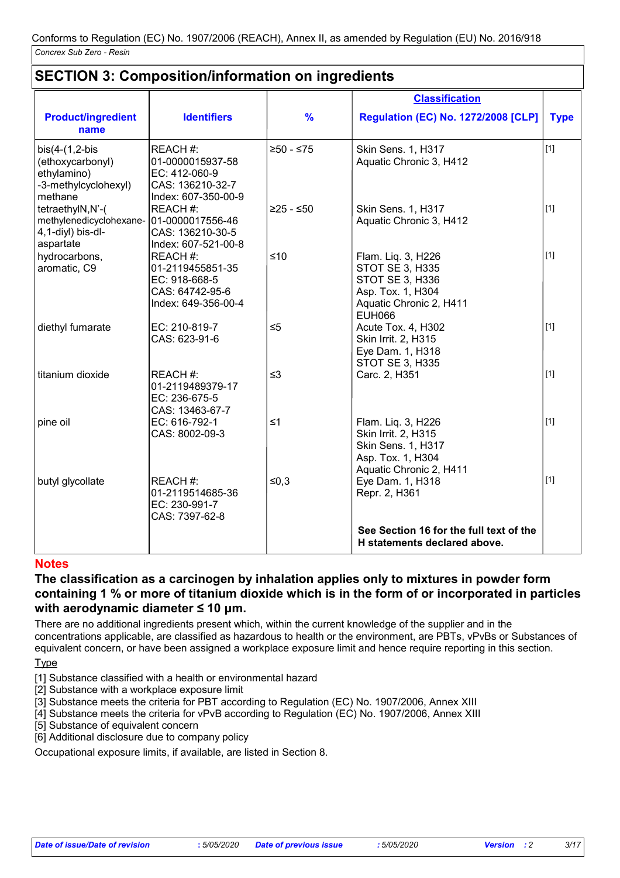Conforms to Regulation (EC) No. 1907/2006 (REACH), Annex II, as amended by Regulation (EU) No. 2016/918

*Concrex Sub Zero - Resin*

## SECTION 3: Composition/information on ingredients

| Product/ingredient name | Identifiers | % | Classification Regulation (EC) No. 1272/2008 [CLP] | Type |
|---|---|---|---|---|
| bis(4-(1,2-bis (ethoxycarbonyl) ethylamino) -3-methylcyclohexyl) methane | REACH #: 01-0000015937-58<br>EC: 412-060-9<br>CAS: 136210-32-7<br>Index: 607-350-00-9 | ≥50 - ≤75 | Skin Sens. 1, H317<br>Aquatic Chronic 3, H412 | [1] |
| tetraethylN,N'-( methylenedicyclohexane-4,1-diyl) bis-dl-aspartate | REACH #: 01-0000017556-46<br>CAS: 136210-30-5<br>Index: 607-521-00-8 | ≥25 - ≤50 | Skin Sens. 1, H317<br>Aquatic Chronic 3, H412 | [1] |
| hydrocarbons, aromatic, C9 | REACH #: 01-2119455851-35<br>EC: 918-668-5<br>CAS: 64742-95-6<br>Index: 649-356-00-4 | ≤10 | Flam. Liq. 3, H226<br>STOT SE 3, H335<br>STOT SE 3, H336<br>Asp. Tox. 1, H304<br>Aquatic Chronic 2, H411<br>EUH066 | [1] |
| diethyl fumarate | EC: 210-819-7<br>CAS: 623-91-6 | ≤5 | Acute Tox. 4, H302<br>Skin Irrit. 2, H315<br>Eye Dam. 1, H318<br>STOT SE 3, H335 | [1] |
| titanium dioxide | REACH #: 01-2119489379-17<br>EC: 236-675-5<br>CAS: 13463-67-7 | ≤3 | Carc. 2, H351 | [1] |
| pine oil | EC: 616-792-1<br>CAS: 8002-09-3 | ≤1 | Flam. Liq. 3, H226<br>Skin Irrit. 2, H315<br>Skin Sens. 1, H317<br>Asp. Tox. 1, H304<br>Aquatic Chronic 2, H411 | [1] |
| butyl glycollate | REACH #: 01-2119514685-36<br>EC: 230-991-7<br>CAS: 7397-62-8 | ≤0,3 | Eye Dam. 1, H318<br>Repr. 2, H361 | [1] |
| | | | **See Section 16 for the full text of the H statements declared above.** | |

### Notes

**The classification as a carcinogen by inhalation applies only to mixtures in powder form containing 1 % or more of titanium dioxide which is in the form of or incorporated in particles with aerodynamic diameter ≤ 10 μm.**

There are no additional ingredients present which, within the current knowledge of the supplier and in the concentrations applicable, are classified as hazardous to health or the environment, are PBTs, vPvBs or Substances of equivalent concern, or have been assigned a workplace exposure limit and hence require reporting in this section.

Type

[1] Substance classified with a health or environmental hazard
[2] Substance with a workplace exposure limit
[3] Substance meets the criteria for PBT according to Regulation (EC) No. 1907/2006, Annex XIII
[4] Substance meets the criteria for vPvB according to Regulation (EC) No. 1907/2006, Annex XIII
[5] Substance of equivalent concern
[6] Additional disclosure due to company policy

Occupational exposure limits, if available, are listed in Section 8.

| Date of issue/Date of revision | : 5/05/2020 | Date of previous issue | : 5/05/2020 | Version : 2 |
|---|---|---|---|---|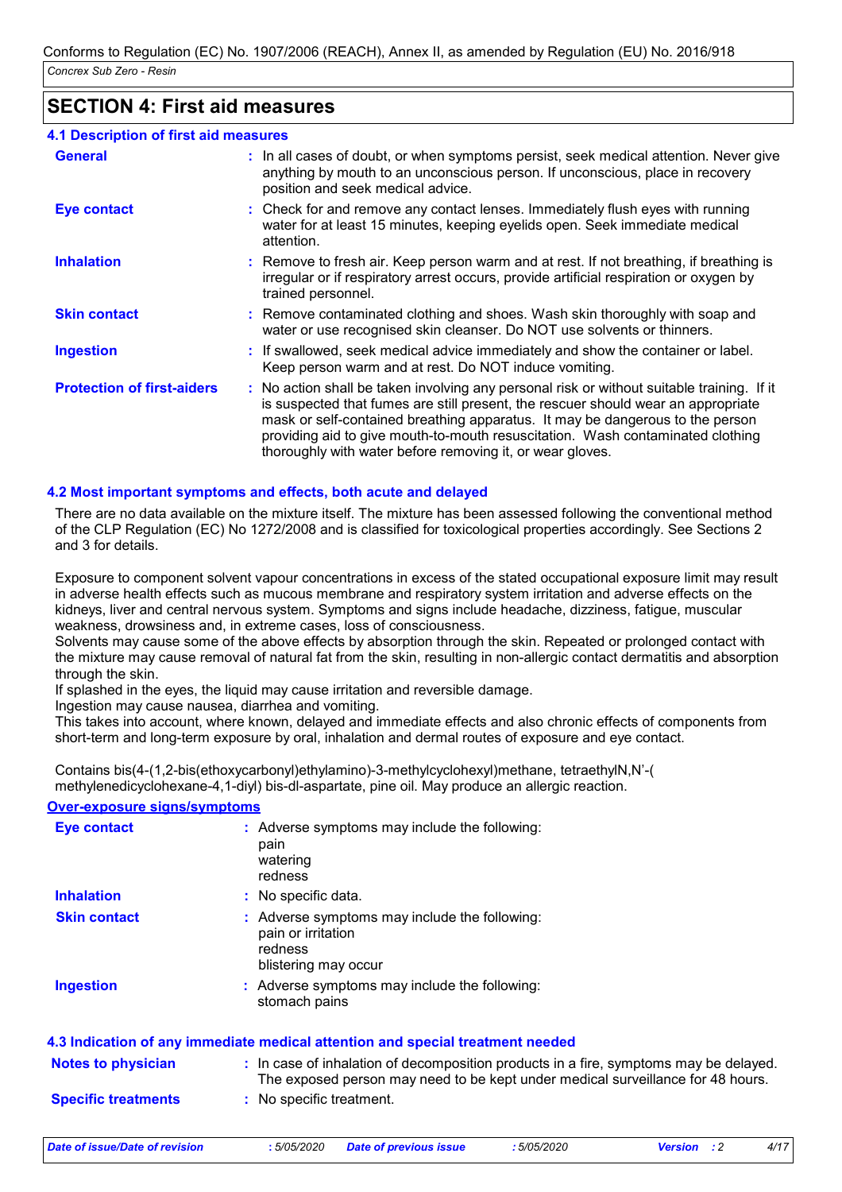# SECTION 4: First aid measures

## 4.1 Description of first aid measures

| | |
|---|---|
| **General** | : In all cases of doubt, or when symptoms persist, seek medical attention. Never give anything by mouth to an unconscious person. If unconscious, place in recovery position and seek medical advice. |
| **Eye contact** | : Check for and remove any contact lenses. Immediately flush eyes with running water for at least 15 minutes, keeping eyelids open. Seek immediate medical attention. |
| **Inhalation** | : Remove to fresh air. Keep person warm and at rest. If not breathing, if breathing is irregular or if respiratory arrest occurs, provide artificial respiration or oxygen by trained personnel. |
| **Skin contact** | : Remove contaminated clothing and shoes. Wash skin thoroughly with soap and water or use recognised skin cleanser. Do NOT use solvents or thinners. |
| **Ingestion** | : If swallowed, seek medical advice immediately and show the container or label. Keep person warm and at rest. Do NOT induce vomiting. |
| **Protection of first-aiders** | : No action shall be taken involving any personal risk or without suitable training. If it is suspected that fumes are still present, the rescuer should wear an appropriate mask or self-contained breathing apparatus. It may be dangerous to the person providing aid to give mouth-to-mouth resuscitation. Wash contaminated clothing thoroughly with water before removing it, or wear gloves. |

## 4.2 Most important symptoms and effects, both acute and delayed

There are no data available on the mixture itself. The mixture has been assessed following the conventional method of the CLP Regulation (EC) No 1272/2008 and is classified for toxicological properties accordingly. See Sections 2 and 3 for details.

Exposure to component solvent vapour concentrations in excess of the stated occupational exposure limit may result in adverse health effects such as mucous membrane and respiratory system irritation and adverse effects on the kidneys, liver and central nervous system. Symptoms and signs include headache, dizziness, fatigue, muscular weakness, drowsiness and, in extreme cases, loss of consciousness.
Solvents may cause some of the above effects by absorption through the skin. Repeated or prolonged contact with the mixture may cause removal of natural fat from the skin, resulting in non-allergic contact dermatitis and absorption through the skin.
If splashed in the eyes, the liquid may cause irritation and reversible damage.
Ingestion may cause nausea, diarrhea and vomiting.
This takes into account, where known, delayed and immediate effects and also chronic effects of components from short-term and long-term exposure by oral, inhalation and dermal routes of exposure and eye contact.

Contains bis(4-(1,2-bis(ethoxycarbonyl)ethylamino)-3-methylcyclohexyl)methane, tetraethylN,N'-( methylenedicyclohexane-4,1-diyl) bis-dl-aspartate, pine oil. May produce an allergic reaction.

**Over-exposure signs/symptoms**

| | |
|---|---|
| **Eye contact** | : Adverse symptoms may include the following:<br>pain<br>watering<br>redness |
| **Inhalation** | : No specific data. |
| **Skin contact** | : Adverse symptoms may include the following:<br>pain or irritation<br>redness<br>blistering may occur |
| **Ingestion** | : Adverse symptoms may include the following:<br>stomach pains |

## 4.3 Indication of any immediate medical attention and special treatment needed

| | |
|---|---|
| **Notes to physician** | : In case of inhalation of decomposition products in a fire, symptoms may be delayed. The exposed person may need to be kept under medical surveillance for 48 hours. |
| **Specific treatments** | : No specific treatment. |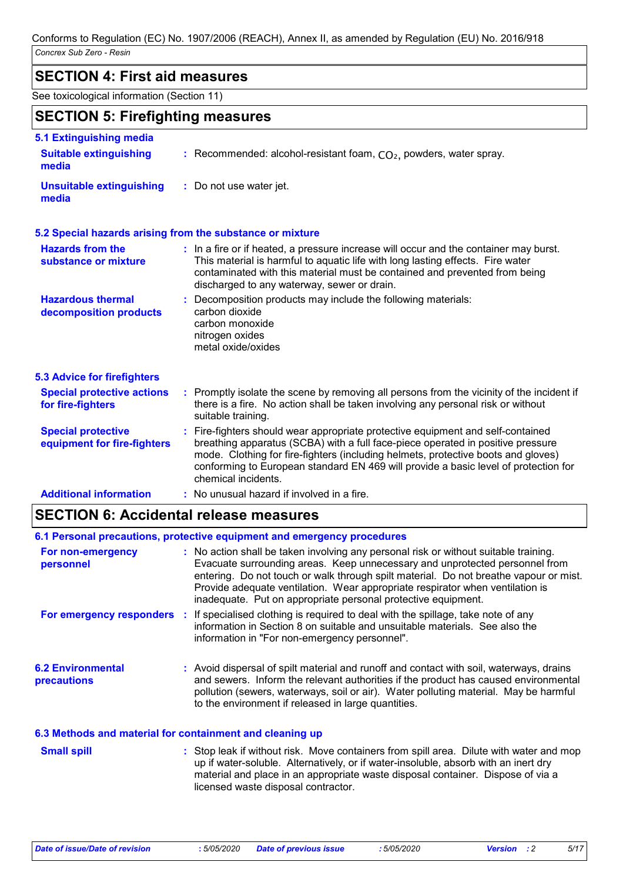## SECTION 4: First aid measures

See toxicological information (Section 11)

## SECTION 5: Firefighting measures

### 5.1 Extinguishing media

**Suitable extinguishing media** : Recommended: alcohol-resistant foam, $CO_2$, powders, water spray.

**Unsuitable extinguishing media** : Do not use water jet.

### 5.2 Special hazards arising from the substance or mixture

**Hazards from the substance or mixture** : In a fire or if heated, a pressure increase will occur and the container may burst. This material is harmful to aquatic life with long lasting effects. Fire water contaminated with this material must be contained and prevented from being discharged to any waterway, sewer or drain.

**Hazardous thermal decomposition products** : Decomposition products may include the following materials:
carbon dioxide
carbon monoxide
nitrogen oxides
metal oxide/oxides

### 5.3 Advice for firefighters

**Special protective actions for fire-fighters** : Promptly isolate the scene by removing all persons from the vicinity of the incident if there is a fire. No action shall be taken involving any personal risk or without suitable training.

**Special protective equipment for fire-fighters** : Fire-fighters should wear appropriate protective equipment and self-contained breathing apparatus (SCBA) with a full face-piece operated in positive pressure mode. Clothing for fire-fighters (including helmets, protective boots and gloves) conforming to European standard EN 469 will provide a basic level of protection for chemical incidents.

**Additional information** : No unusual hazard if involved in a fire.

## SECTION 6: Accidental release measures

### 6.1 Personal precautions, protective equipment and emergency procedures

**For non-emergency personnel** : No action shall be taken involving any personal risk or without suitable training. Evacuate surrounding areas. Keep unnecessary and unprotected personnel from entering. Do not touch or walk through spilt material. Do not breathe vapour or mist. Provide adequate ventilation. Wear appropriate respirator when ventilation is inadequate. Put on appropriate personal protective equipment.

**For emergency responders** : If specialised clothing is required to deal with the spillage, take note of any information in Section 8 on suitable and unsuitable materials. See also the information in "For non-emergency personnel".

### 6.2 Environmental precautions

: Avoid dispersal of spilt material and runoff and contact with soil, waterways, drains and sewers. Inform the relevant authorities if the product has caused environmental pollution (sewers, waterways, soil or air). Water polluting material. May be harmful to the environment if released in large quantities.

### 6.3 Methods and material for containment and cleaning up

**Small spill** : Stop leak if without risk. Move containers from spill area. Dilute with water and mop up if water-soluble. Alternatively, or if water-insoluble, absorb with an inert dry material and place in an appropriate waste disposal container. Dispose of via a licensed waste disposal contractor.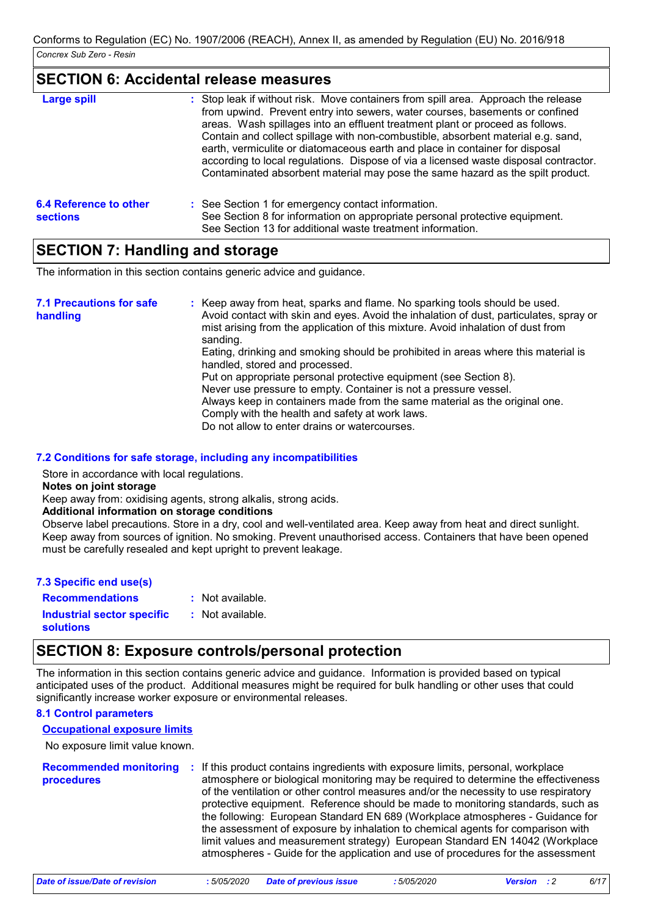## SECTION 6: Accidental release measures

| | |
|---|---|
| **Large spill** | Stop leak if without risk. Move containers from spill area. Approach the release from upwind. Prevent entry into sewers, water courses, basements or confined areas. Wash spillages into an effluent treatment plant or proceed as follows. Contain and collect spillage with non-combustible, absorbent material e.g. sand, earth, vermiculite or diatomaceous earth and place in container for disposal according to local regulations. Dispose of via a licensed waste disposal contractor. Contaminated absorbent material may pose the same hazard as the spilt product. |
| **6.4 Reference to other sections** | See Section 1 for emergency contact information. See Section 8 for information on appropriate personal protective equipment. See Section 13 for additional waste treatment information. |

## SECTION 7: Handling and storage

The information in this section contains generic advice and guidance.

**7.1 Precautions for safe handling** : Keep away from heat, sparks and flame. No sparking tools should be used. Avoid contact with skin and eyes. Avoid the inhalation of dust, particulates, spray or mist arising from the application of this mixture. Avoid inhalation of dust from sanding.
Eating, drinking and smoking should be prohibited in areas where this material is handled, stored and processed.
Put on appropriate personal protective equipment (see Section 8).
Never use pressure to empty. Container is not a pressure vessel.
Always keep in containers made from the same material as the original one.
Comply with the health and safety at work laws.
Do not allow to enter drains or watercourses.

### 7.2 Conditions for safe storage, including any incompatibilities

Store in accordance with local regulations.

**Notes on joint storage**

Keep away from: oxidising agents, strong alkalis, strong acids.

**Additional information on storage conditions**

Observe label precautions. Store in a dry, cool and well-ventilated area. Keep away from heat and direct sunlight. Keep away from sources of ignition. No smoking. Prevent unauthorised access. Containers that have been opened must be carefully resealed and kept upright to prevent leakage.

### 7.3 Specific end use(s)

| | |
|---|---|
| **Recommendations** | Not available. |
| **Industrial sector specific solutions** | Not available. |

## SECTION 8: Exposure controls/personal protection

The information in this section contains generic advice and guidance. Information is provided based on typical anticipated uses of the product. Additional measures might be required for bulk handling or other uses that could significantly increase worker exposure or environmental releases.

### 8.1 Control parameters

**Occupational exposure limits**

No exposure limit value known.

**Recommended monitoring procedures** : If this product contains ingredients with exposure limits, personal, workplace atmosphere or biological monitoring may be required to determine the effectiveness of the ventilation or other control measures and/or the necessity to use respiratory protective equipment. Reference should be made to monitoring standards, such as the following: European Standard EN 689 (Workplace atmospheres - Guidance for the assessment of exposure by inhalation to chemical agents for comparison with limit values and measurement strategy) European Standard EN 14042 (Workplace atmospheres - Guide for the application and use of procedures for the assessment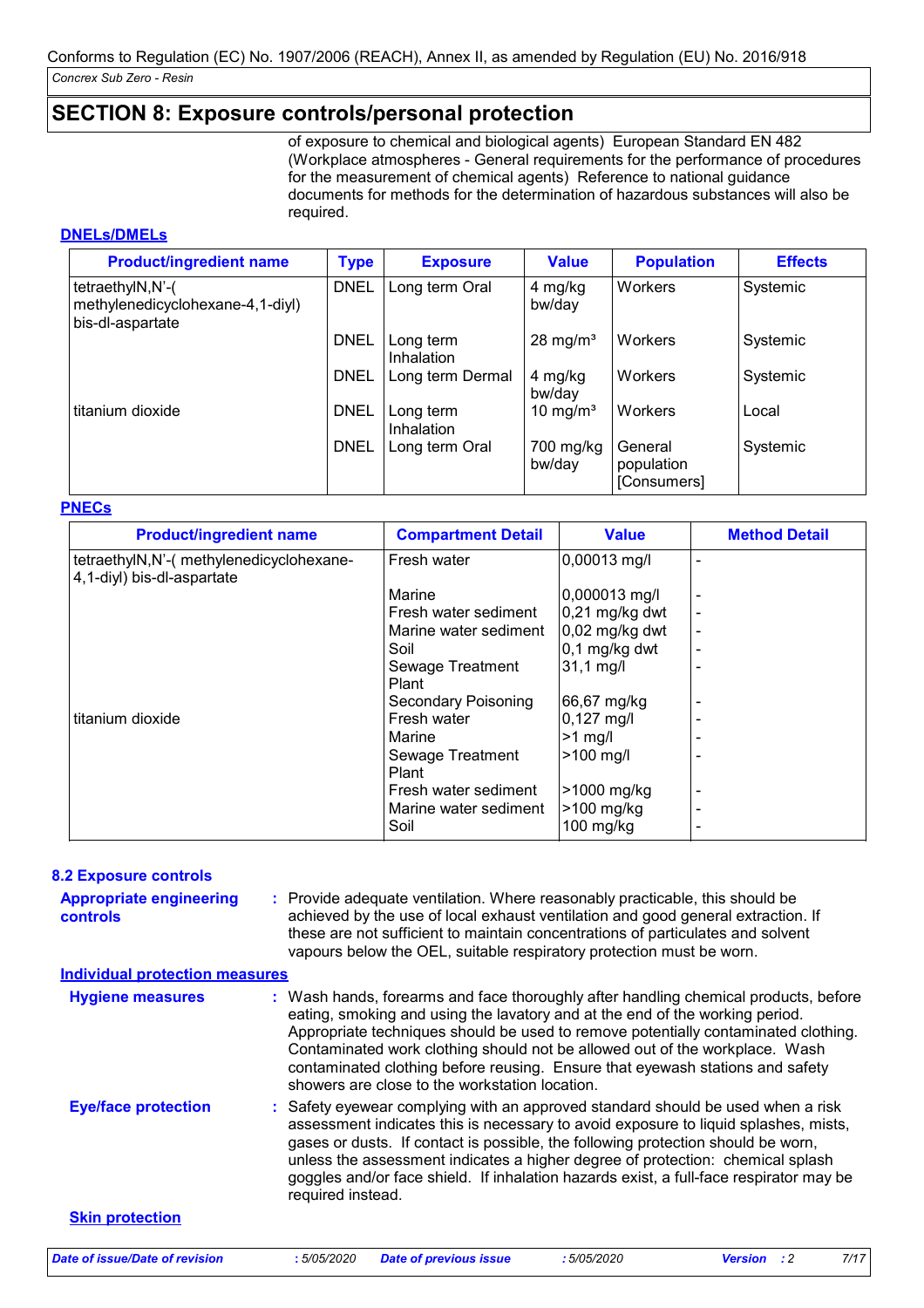## SECTION 8: Exposure controls/personal protection

of exposure to chemical and biological agents) European Standard EN 482 (Workplace atmospheres - General requirements for the performance of procedures for the measurement of chemical agents) Reference to national guidance documents for methods for the determination of hazardous substances will also be required.

### DNELs/DMELs

| Product/ingredient name | Type | Exposure | Value | Population | Effects |
|---|---|---|---|---|---|
| tetraethylN,N'-( methylenedicyclohexane-4,1-diyl) bis-dl-aspartate | DNEL | Long term Oral | 4 mg/kg bw/day | Workers | Systemic |
| | DNEL | Long term Inhalation | 28 mg/m³ | Workers | Systemic |
| | DNEL | Long term Dermal | 4 mg/kg bw/day | Workers | Systemic |
| titanium dioxide | DNEL | Long term Inhalation | 10 mg/m³ | Workers | Local |
| | DNEL | Long term Oral | 700 mg/kg bw/day | General population [Consumers] | Systemic |

### PNECs

| Product/ingredient name | Compartment Detail | Value | Method Detail |
|---|---|---|---|
| tetraethylN,N'-( methylenedicyclohexane-4,1-diyl) bis-dl-aspartate | Fresh water | 0,00013 mg/l | - |
| | Marine | 0,000013 mg/l | - |
| | Fresh water sediment | 0,21 mg/kg dwt | - |
| | Marine water sediment | 0,02 mg/kg dwt | - |
| | Soil | 0,1 mg/kg dwt | - |
| | Sewage Treatment Plant | 31,1 mg/l | - |
| | Secondary Poisoning | 66,67 mg/kg | - |
| titanium dioxide | Fresh water | 0,127 mg/l | - |
| | Marine | >1 mg/l | - |
| | Sewage Treatment Plant | >100 mg/l | - |
| | Fresh water sediment | >1000 mg/kg | - |
| | Marine water sediment | >100 mg/kg | - |
| | Soil | 100 mg/kg | - |

### 8.2 Exposure controls

**Appropriate engineering controls** : Provide adequate ventilation. Where reasonably practicable, this should be achieved by the use of local exhaust ventilation and good general extraction. If these are not sufficient to maintain concentrations of particulates and solvent vapours below the OEL, suitable respiratory protection must be worn.

**Individual protection measures**

**Hygiene measures** : Wash hands, forearms and face thoroughly after handling chemical products, before eating, smoking and using the lavatory and at the end of the working period. Appropriate techniques should be used to remove potentially contaminated clothing. Contaminated work clothing should not be allowed out of the workplace. Wash contaminated clothing before reusing. Ensure that eyewash stations and safety showers are close to the workstation location.

**Eye/face protection** : Safety eyewear complying with an approved standard should be used when a risk assessment indicates this is necessary to avoid exposure to liquid splashes, mists, gases or dusts. If contact is possible, the following protection should be worn, unless the assessment indicates a higher degree of protection: chemical splash goggles and/or face shield. If inhalation hazards exist, a full-face respirator may be required instead.

**Skin protection**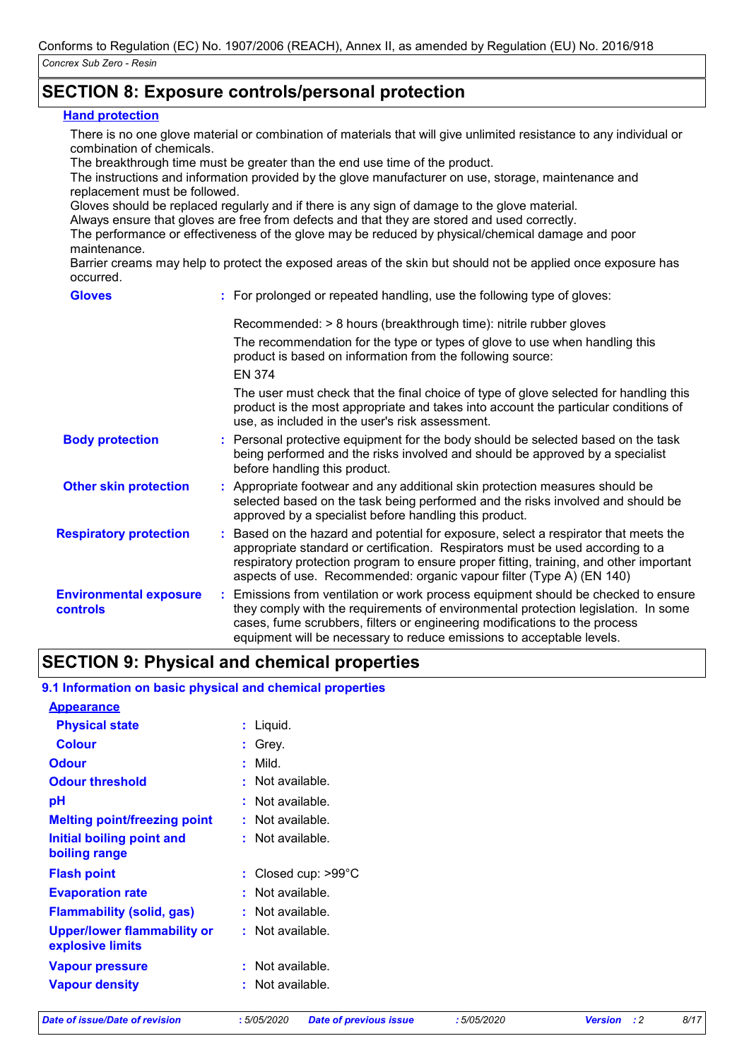## SECTION 8: Exposure controls/personal protection

**Hand protection**

There is no one glove material or combination of materials that will give unlimited resistance to any individual or combination of chemicals.
The breakthrough time must be greater than the end use time of the product.
The instructions and information provided by the glove manufacturer on use, storage, maintenance and replacement must be followed.
Gloves should be replaced regularly and if there is any sign of damage to the glove material.
Always ensure that gloves are free from defects and that they are stored and used correctly.
The performance or effectiveness of the glove may be reduced by physical/chemical damage and poor maintenance.
Barrier creams may help to protect the exposed areas of the skin but should not be applied once exposure has occurred.

**Gloves** : For prolonged or repeated handling, use the following type of gloves:

Recommended: > 8 hours (breakthrough time): nitrile rubber gloves

The recommendation for the type or types of glove to use when handling this product is based on information from the following source:

EN 374

The user must check that the final choice of type of glove selected for handling this product is the most appropriate and takes into account the particular conditions of use, as included in the user's risk assessment.

**Body protection** : Personal protective equipment for the body should be selected based on the task being performed and the risks involved and should be approved by a specialist before handling this product.

**Other skin protection** : Appropriate footwear and any additional skin protection measures should be selected based on the task being performed and the risks involved and should be approved by a specialist before handling this product.

**Respiratory protection** : Based on the hazard and potential for exposure, select a respirator that meets the appropriate standard or certification. Respirators must be used according to a respiratory protection program to ensure proper fitting, training, and other important aspects of use. Recommended: organic vapour filter (Type A) (EN 140)

**Environmental exposure controls** : Emissions from ventilation or work process equipment should be checked to ensure they comply with the requirements of environmental protection legislation. In some cases, fume scrubbers, filters or engineering modifications to the process equipment will be necessary to reduce emissions to acceptable levels.

## SECTION 9: Physical and chemical properties

### 9.1 Information on basic physical and chemical properties

**Appearance**

| Property | Value |
|---|---|
| Physical state | Liquid. |
| Colour | Grey. |
| Odour | Mild. |
| Odour threshold | Not available. |
| pH | Not available. |
| Melting point/freezing point | Not available. |
| Initial boiling point and boiling range | Not available. |
| Flash point | Closed cup: >99°C |
| Evaporation rate | Not available. |
| Flammability (solid, gas) | Not available. |
| Upper/lower flammability or explosive limits | Not available. |
| Vapour pressure | Not available. |
| Vapour density | Not available. |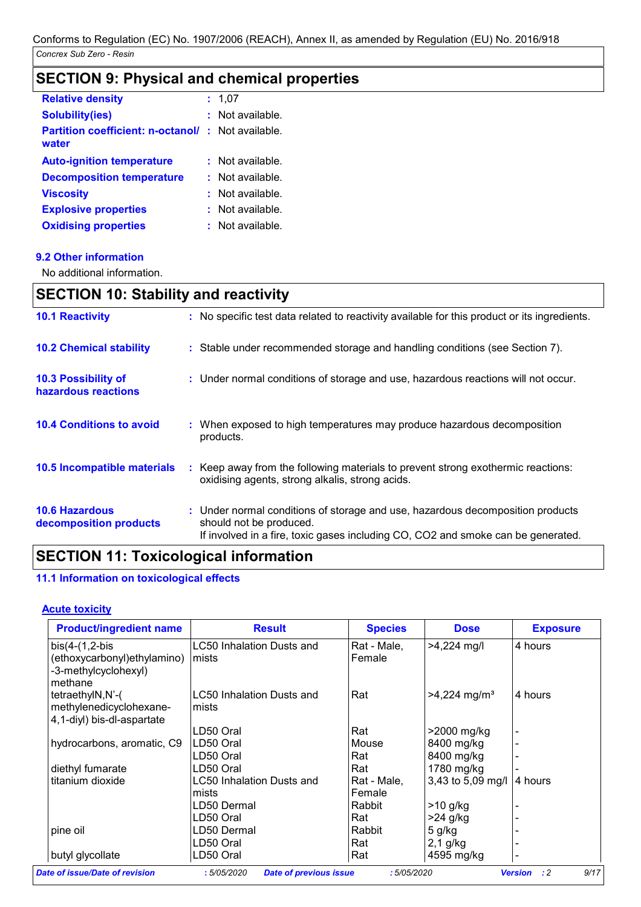## SECTION 9: Physical and chemical properties

**Relative density** : 1,07
**Solubility(ies)** : Not available.
**Partition coefficient: n-octanol/ water** : Not available.
**Auto-ignition temperature** : Not available.
**Decomposition temperature** : Not available.
**Viscosity** : Not available.
**Explosive properties** : Not available.
**Oxidising properties** : Not available.

### 9.2 Other information

No additional information.

## SECTION 10: Stability and reactivity

**10.1 Reactivity** : No specific test data related to reactivity available for this product or its ingredients.

**10.2 Chemical stability** : Stable under recommended storage and handling conditions (see Section 7).

**10.3 Possibility of hazardous reactions** : Under normal conditions of storage and use, hazardous reactions will not occur.

**10.4 Conditions to avoid** : When exposed to high temperatures may produce hazardous decomposition products.

**10.5 Incompatible materials** : Keep away from the following materials to prevent strong exothermic reactions: oxidising agents, strong alkalis, strong acids.

**10.6 Hazardous decomposition products** : Under normal conditions of storage and use, hazardous decomposition products should not be produced.
If involved in a fire, toxic gases including CO, CO2 and smoke can be generated.

## SECTION 11: Toxicological information

### 11.1 Information on toxicological effects

#### Acute toxicity

| Product/ingredient name | Result | Species | Dose | Exposure |
|---|---|---|---|---|
| bis(4-(1,2-bis (ethoxycarbonyl)ethylamino) -3-methylcyclohexyl) methane | LC50 Inhalation Dusts and mists | Rat - Male, Female | >4,224 mg/l | 4 hours |
| tetraethylN,N'-( methylenedicyclohexane- 4,1-diyl) bis-dl-aspartate | LC50 Inhalation Dusts and mists | Rat | >4,224 mg/m³ | 4 hours |
| | LD50 Oral | Rat | >2000 mg/kg | - |
| hydrocarbons, aromatic, C9 | LD50 Oral | Mouse | 8400 mg/kg | - |
| | LD50 Oral | Rat | 8400 mg/kg | - |
| diethyl fumarate | LD50 Oral | Rat | 1780 mg/kg | - |
| titanium dioxide | LC50 Inhalation Dusts and mists | Rat - Male, Female | 3,43 to 5,09 mg/l | 4 hours |
| | LD50 Dermal | Rabbit | >10 g/kg | - |
| | LD50 Oral | Rat | >24 g/kg | - |
| pine oil | LD50 Dermal | Rabbit | 5 g/kg | - |
| | LD50 Oral | Rat | 2,1 g/kg | - |
| butyl glycollate | LD50 Oral | Rat | 4595 mg/kg | - |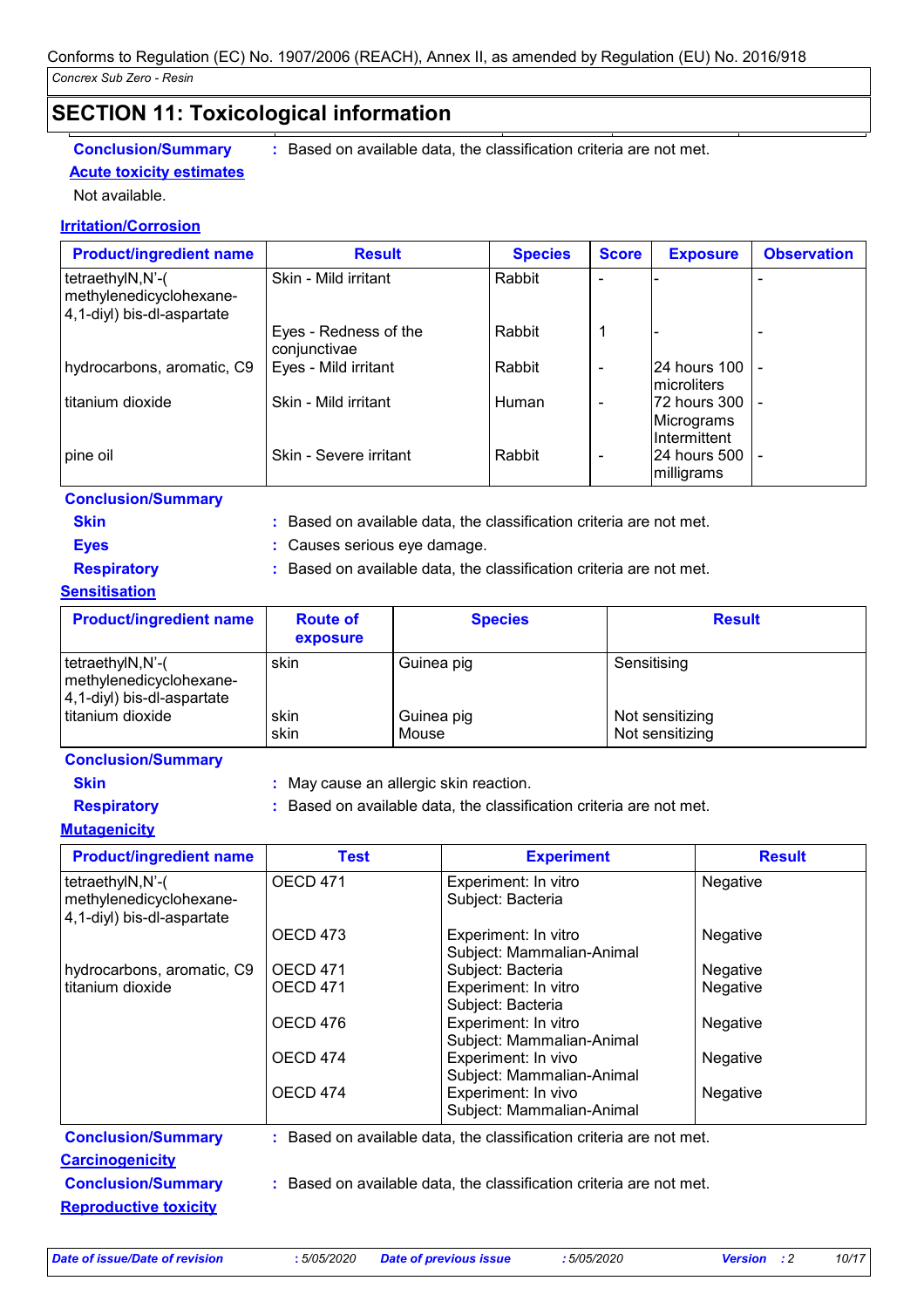## SECTION 11: Toxicological information

**Conclusion/Summary** : Based on available data, the classification criteria are not met.

**Acute toxicity estimates**

Not available.

**Irritation/Corrosion**

| Product/ingredient name | Result | Species | Score | Exposure | Observation |
|---|---|---|---|---|---|
| tetraethylN,N'-( methylenedicyclohexane-4,1-diyl) bis-dl-aspartate | Skin - Mild irritant | Rabbit | - | - | - |
| | Eyes - Redness of the conjunctivae | Rabbit | 1 | - | - |
| hydrocarbons, aromatic, C9 | Eyes - Mild irritant | Rabbit | - | 24 hours 100 microliters | - |
| titanium dioxide | Skin - Mild irritant | Human | - | 72 hours 300 Micrograms Intermittent | - |
| pine oil | Skin - Severe irritant | Rabbit | - | 24 hours 500 milligrams | - |

**Conclusion/Summary**

**Skin** : Based on available data, the classification criteria are not met.

**Eyes** : Causes serious eye damage.

**Respiratory** : Based on available data, the classification criteria are not met.

**Sensitisation**

| Product/ingredient name | Route of exposure | Species | Result |
|---|---|---|---|
| tetraethylN,N'-( methylenedicyclohexane-4,1-diyl) bis-dl-aspartate | skin | Guinea pig | Sensitising |
| titanium dioxide | skin | Guinea pig | Not sensitizing |
| | skin | Mouse | Not sensitizing |

**Conclusion/Summary**

**Skin** : May cause an allergic skin reaction.

**Respiratory** : Based on available data, the classification criteria are not met.

**Mutagenicity**

| Product/ingredient name | Test | Experiment | Result |
|---|---|---|---|
| tetraethylN,N'-( methylenedicyclohexane-4,1-diyl) bis-dl-aspartate | OECD 471 | Experiment: In vitro Subject: Bacteria | Negative |
| | OECD 473 | Experiment: In vitro Subject: Mammalian-Animal | Negative |
| hydrocarbons, aromatic, C9 | OECD 471 | Subject: Bacteria | Negative |
| titanium dioxide | OECD 471 | Experiment: In vitro Subject: Bacteria | Negative |
| | OECD 476 | Experiment: In vitro Subject: Mammalian-Animal | Negative |
| | OECD 474 | Experiment: In vivo Subject: Mammalian-Animal | Negative |
| | OECD 474 | Experiment: In vivo Subject: Mammalian-Animal | Negative |

**Conclusion/Summary** : Based on available data, the classification criteria are not met.

**Carcinogenicity**

**Conclusion/Summary** : Based on available data, the classification criteria are not met.

**Reproductive toxicity**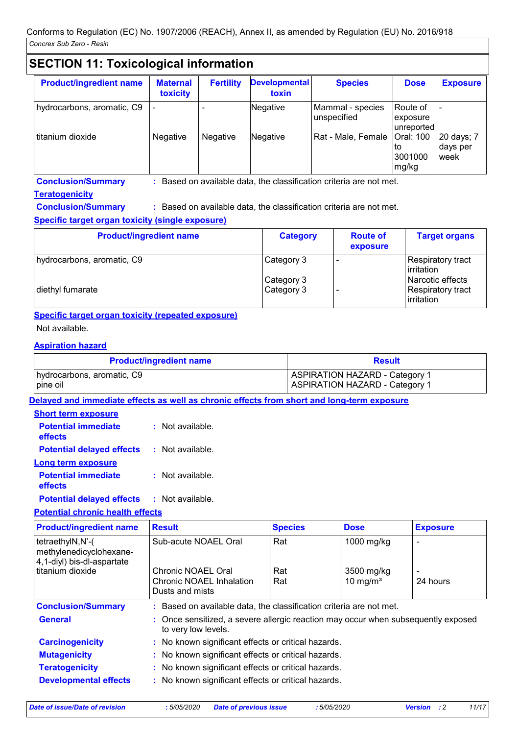Conforms to Regulation (EC) No. 1907/2006 (REACH), Annex II, as amended by Regulation (EU) No. 2016/918

*Concrex Sub Zero - Resin*

## SECTION 11: Toxicological information

| Product/ingredient name | Maternal toxicity | Fertility | Developmental toxin | Species | Dose | Exposure |
|---|---|---|---|---|---|---|
| hydrocarbons, aromatic, C9 | - | - | Negative | Mammal - species unspecified | Route of exposure unreported | - |
| titanium dioxide | Negative | Negative | Negative | Rat - Male, Female | Oral: 100 to 3001000 mg/kg | 20 days; 7 days per week |

**Conclusion/Summary** : Based on available data, the classification criteria are not met.

**Teratogenicity**

**Conclusion/Summary** : Based on available data, the classification criteria are not met.

**Specific target organ toxicity (single exposure)**

| Product/ingredient name | Category | Route of exposure | Target organs |
|---|---|---|---|
| hydrocarbons, aromatic, C9 | Category 3 | - | Respiratory tract irritation |
| | Category 3 | | Narcotic effects |
| diethyl fumarate | Category 3 | - | Respiratory tract irritation |

**Specific target organ toxicity (repeated exposure)**

Not available.

**Aspiration hazard**

| Product/ingredient name | Result |
|---|---|
| hydrocarbons, aromatic, C9 | ASPIRATION HAZARD - Category 1 |
| pine oil | ASPIRATION HAZARD - Category 1 |

**Delayed and immediate effects as well as chronic effects from short and long-term exposure**

**Short term exposure**

**Potential immediate effects** : Not available.

**Potential delayed effects** : Not available.

**Long term exposure**

**Potential immediate effects** : Not available.

**Potential delayed effects** : Not available.

**Potential chronic health effects**

| Product/ingredient name | Result | Species | Dose | Exposure |
|---|---|---|---|---|
| tetraethylN,N'-(methylenedicyclohexane-4,1-diyl) bis-dl-aspartate | Sub-acute NOAEL Oral | Rat | 1000 mg/kg | - |
| titanium dioxide | Chronic NOAEL Oral | Rat | 3500 mg/kg | - |
| | Chronic NOAEL Inhalation Dusts and mists | Rat | 10 mg/m³ | 24 hours |

**Conclusion/Summary** : Based on available data, the classification criteria are not met.

**General** : Once sensitized, a severe allergic reaction may occur when subsequently exposed to very low levels.

**Carcinogenicity** : No known significant effects or critical hazards.

**Mutagenicity** : No known significant effects or critical hazards.

**Teratogenicity** : No known significant effects or critical hazards.

**Developmental effects** : No known significant effects or critical hazards.

*Date of issue/Date of revision* : 5/05/2020 *Date of previous issue* : 5/05/2020 *Version* : 2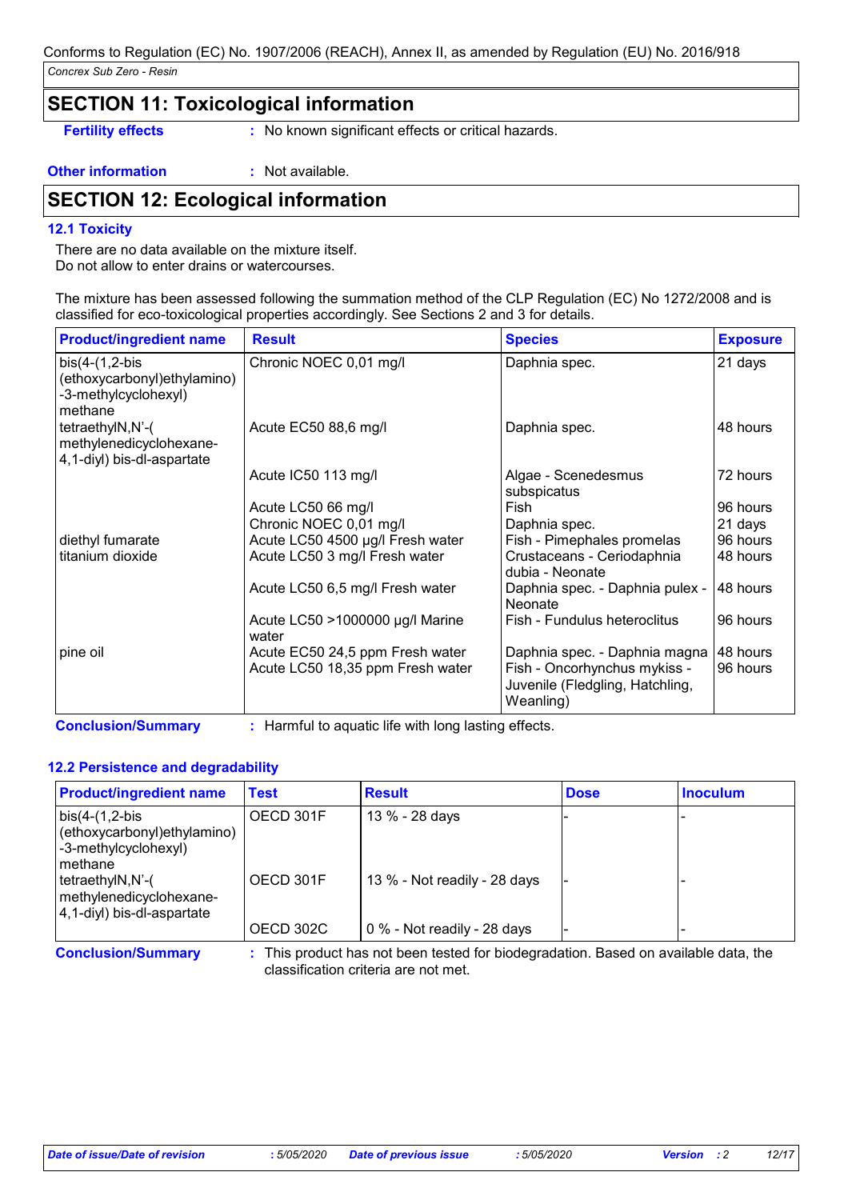## SECTION 11: Toxicological information

**Fertility effects** : No known significant effects or critical hazards.

**Other information** : Not available.

## SECTION 12: Ecological information

### 12.1 Toxicity

There are no data available on the mixture itself.
Do not allow to enter drains or watercourses.

The mixture has been assessed following the summation method of the CLP Regulation (EC) No 1272/2008 and is classified for eco-toxicological properties accordingly. See Sections 2 and 3 for details.

| Product/ingredient name | Result | Species | Exposure |
|---|---|---|---|
| bis(4-(1,2-bis (ethoxycarbonyl)ethylamino) -3-methylcyclohexyl) methane | Chronic NOEC 0,01 mg/l | Daphnia spec. | 21 days |
| tetraethylN,N'-( methylenedicyclohexane-4,1-diyl) bis-dl-aspartate | Acute EC50 88,6 mg/l | Daphnia spec. | 48 hours |
| | Acute IC50 113 mg/l | Algae - Scenedesmus subspicatus | 72 hours |
| | Acute LC50 66 mg/l | Fish | 96 hours |
| | Chronic NOEC 0,01 mg/l | Daphnia spec. | 21 days |
| diethyl fumarate | Acute LC50 4500 µg/l Fresh water | Fish - Pimephales promelas | 96 hours |
| titanium dioxide | Acute LC50 3 mg/l Fresh water | Crustaceans - Ceriodaphnia dubia - Neonate | 48 hours |
| | Acute LC50 6,5 mg/l Fresh water | Daphnia spec. - Daphnia pulex - Neonate | 48 hours |
| | Acute LC50 >1000000 µg/l Marine water | Fish - Fundulus heteroclitus | 96 hours |
| pine oil | Acute EC50 24,5 ppm Fresh water | Daphnia spec. - Daphnia magna | 48 hours |
| | Acute LC50 18,35 ppm Fresh water | Fish - Oncorhynchus mykiss - Juvenile (Fledgling, Hatchling, Weanling) | 96 hours |

**Conclusion/Summary** : Harmful to aquatic life with long lasting effects.

### 12.2 Persistence and degradability

| Product/ingredient name | Test | Result | Dose | Inoculum |
|---|---|---|---|---|
| bis(4-(1,2-bis (ethoxycarbonyl)ethylamino) -3-methylcyclohexyl) methane | OECD 301F | 13 % - 28 days | - | - |
| tetraethylN,N'-( methylenedicyclohexane-4,1-diyl) bis-dl-aspartate | OECD 301F | 13 % - Not readily - 28 days | - | - |
| | OECD 302C | 0 % - Not readily - 28 days | - | - |

**Conclusion/Summary** : This product has not been tested for biodegradation. Based on available data, the classification criteria are not met.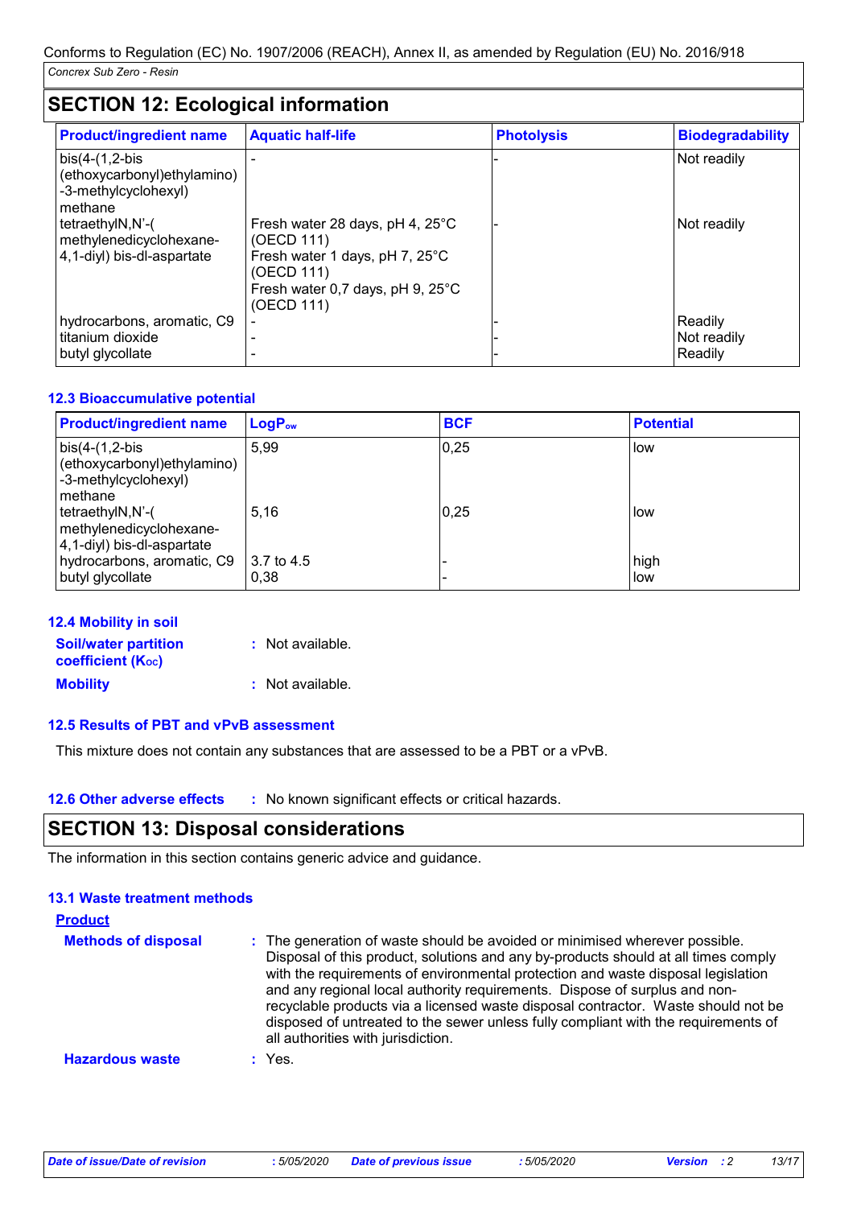Conforms to Regulation (EC) No. 1907/2006 (REACH), Annex II, as amended by Regulation (EU) No. 2016/918

*Concrex Sub Zero - Resin*

## SECTION 12: Ecological information

| Product/ingredient name | Aquatic half-life | Photolysis | Biodegradability |
|---|---|---|---|
| bis(4-(1,2-bis (ethoxycarbonyl)ethylamino) -3-methylcyclohexyl) methane | - | - | Not readily |
| tetraethylN,N'-( methylenedicyclohexane- 4,1-diyl) bis-dl-aspartate | Fresh water 28 days, pH 4, 25°C (OECD 111)<br>Fresh water 1 days, pH 7, 25°C (OECD 111)<br>Fresh water 0,7 days, pH 9, 25°C (OECD 111) | - | Not readily |
| hydrocarbons, aromatic, C9 | - | - | Readily |
| titanium dioxide | - | - | Not readily |
| butyl glycollate | - | - | Readily |

### 12.3 Bioaccumulative potential

| Product/ingredient name | $LogP_{ow}$ | BCF | Potential |
|---|---|---|---|
| bis(4-(1,2-bis (ethoxycarbonyl)ethylamino) -3-methylcyclohexyl) methane | 5,99 | 0,25 | low |
| tetraethylN,N'-( methylenedicyclohexane- 4,1-diyl) bis-dl-aspartate | 5,16 | 0,25 | low |
| hydrocarbons, aromatic, C9 | 3.7 to 4.5 | - | high |
| butyl glycollate | 0,38 | - | low |

### 12.4 Mobility in soil

**Soil/water partition coefficient ($K_{OC}$)** : Not available.

**Mobility** : Not available.

### 12.5 Results of PBT and vPvB assessment

This mixture does not contain any substances that are assessed to be a PBT or a vPvB.

### 12.6 Other adverse effects

: No known significant effects or critical hazards.

## SECTION 13: Disposal considerations

The information in this section contains generic advice and guidance.

### 13.1 Waste treatment methods

**Product**

**Methods of disposal** : The generation of waste should be avoided or minimised wherever possible. Disposal of this product, solutions and any by-products should at all times comply with the requirements of environmental protection and waste disposal legislation and any regional local authority requirements. Dispose of surplus and non-recyclable products via a licensed waste disposal contractor. Waste should not be disposed of untreated to the sewer unless fully compliant with the requirements of all authorities with jurisdiction.

**Hazardous waste** : Yes.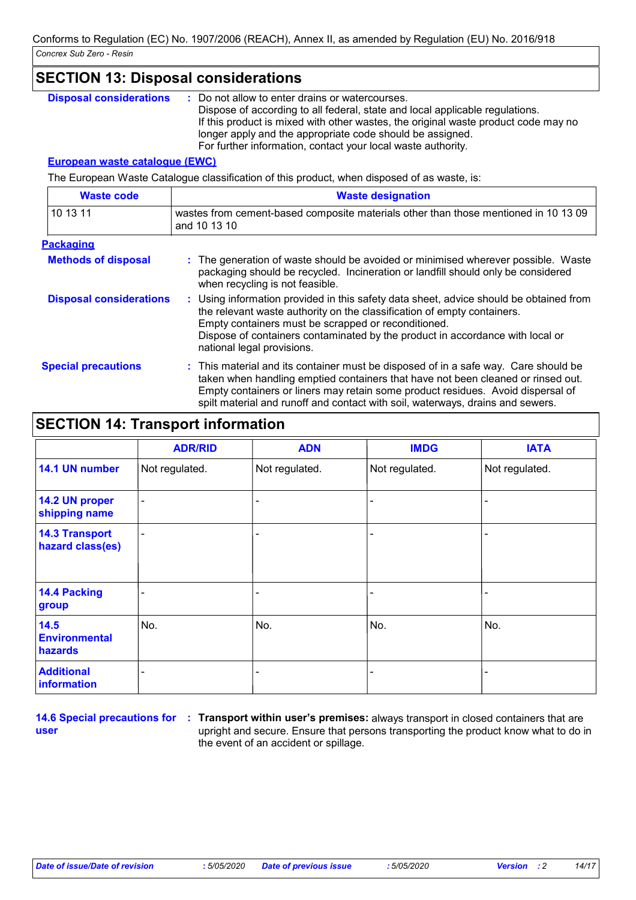## SECTION 13: Disposal considerations

**Disposal considerations** : Do not allow to enter drains or watercourses.
Dispose of according to all federal, state and local applicable regulations.
If this product is mixed with other wastes, the original waste product code may no longer apply and the appropriate code should be assigned.
For further information, contact your local waste authority.

**European waste catalogue (EWC)**

The European Waste Catalogue classification of this product, when disposed of as waste, is:

| Waste code | Waste designation |
|---|---|
| 10 13 11 | wastes from cement-based composite materials other than those mentioned in 10 13 09 and 10 13 10 |

**Packaging**

**Methods of disposal** : The generation of waste should be avoided or minimised wherever possible. Waste packaging should be recycled. Incineration or landfill should only be considered when recycling is not feasible.

**Disposal considerations** : Using information provided in this safety data sheet, advice should be obtained from the relevant waste authority on the classification of empty containers.
Empty containers must be scrapped or reconditioned.
Dispose of containers contaminated by the product in accordance with local or national legal provisions.

**Special precautions** : This material and its container must be disposed of in a safe way. Care should be taken when handling emptied containers that have not been cleaned or rinsed out. Empty containers or liners may retain some product residues. Avoid dispersal of spilt material and runoff and contact with soil, waterways, drains and sewers.

## SECTION 14: Transport information

| | ADR/RID | ADN | IMDG | IATA |
|---|---|---|---|---|
| **14.1 UN number** | Not regulated. | Not regulated. | Not regulated. | Not regulated. |
| **14.2 UN proper shipping name** | - | - | - | - |
| **14.3 Transport hazard class(es)** | - | - | - | - |
| **14.4 Packing group** | - | - | - | - |
| **14.5 Environmental hazards** | No. | No. | No. | No. |
| **Additional information** | - | - | - | - |

**14.6 Special precautions for user** : **Transport within user's premises:** always transport in closed containers that are upright and secure. Ensure that persons transporting the product know what to do in the event of an accident or spillage.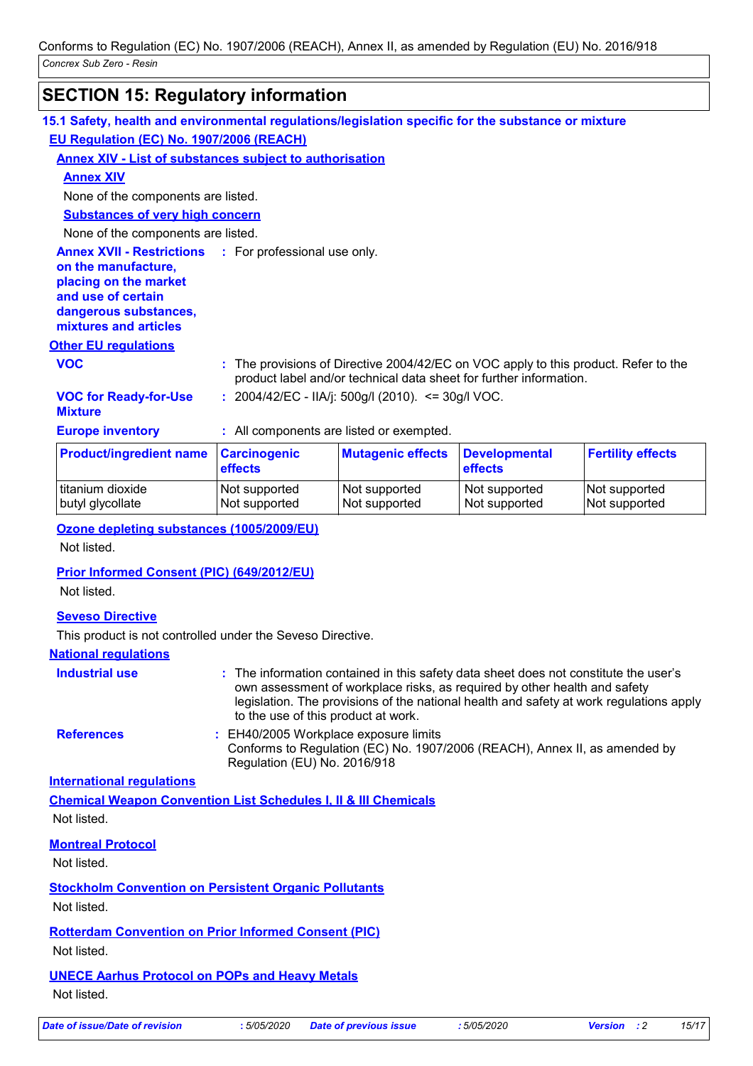# SECTION 15: Regulatory information

## 15.1 Safety, health and environmental regulations/legislation specific for the substance or mixture

### EU Regulation (EC) No. 1907/2006 (REACH)

**Annex XIV - List of substances subject to authorisation**

**Annex XIV**

None of the components are listed.

**Substances of very high concern**

None of the components are listed.

**Annex XVII - Restrictions on the manufacture, placing on the market and use of certain dangerous substances, mixtures and articles** : For professional use only.

### Other EU regulations

**VOC** : The provisions of Directive 2004/42/EC on VOC apply to this product. Refer to the product label and/or technical data sheet for further information.

**VOC for Ready-for-Use Mixture** : 2004/42/EC - IIA/j: 500g/l (2010). <= 30g/l VOC.

**Europe inventory** : All components are listed or exempted.

| Product/ingredient name | Carcinogenic effects | Mutagenic effects | Developmental effects | Fertility effects |
|---|---|---|---|---|
| titanium dioxide | Not supported | Not supported | Not supported | Not supported |
| butyl glycollate | Not supported | Not supported | Not supported | Not supported |

**Ozone depleting substances (1005/2009/EU)**

Not listed.

**Prior Informed Consent (PIC) (649/2012/EU)**

Not listed.

**Seveso Directive**

This product is not controlled under the Seveso Directive.

### National regulations

**Industrial use** : The information contained in this safety data sheet does not constitute the user's own assessment of workplace risks, as required by other health and safety legislation. The provisions of the national health and safety at work regulations apply to the use of this product at work.

**References** : EH40/2005 Workplace exposure limits
Conforms to Regulation (EC) No. 1907/2006 (REACH), Annex II, as amended by Regulation (EU) No. 2016/918

### International regulations

**Chemical Weapon Convention List Schedules I, II & III Chemicals**

Not listed.

**Montreal Protocol**

Not listed.

**Stockholm Convention on Persistent Organic Pollutants**

Not listed.

**Rotterdam Convention on Prior Informed Consent (PIC)**

Not listed.

**UNECE Aarhus Protocol on POPs and Heavy Metals**

Not listed.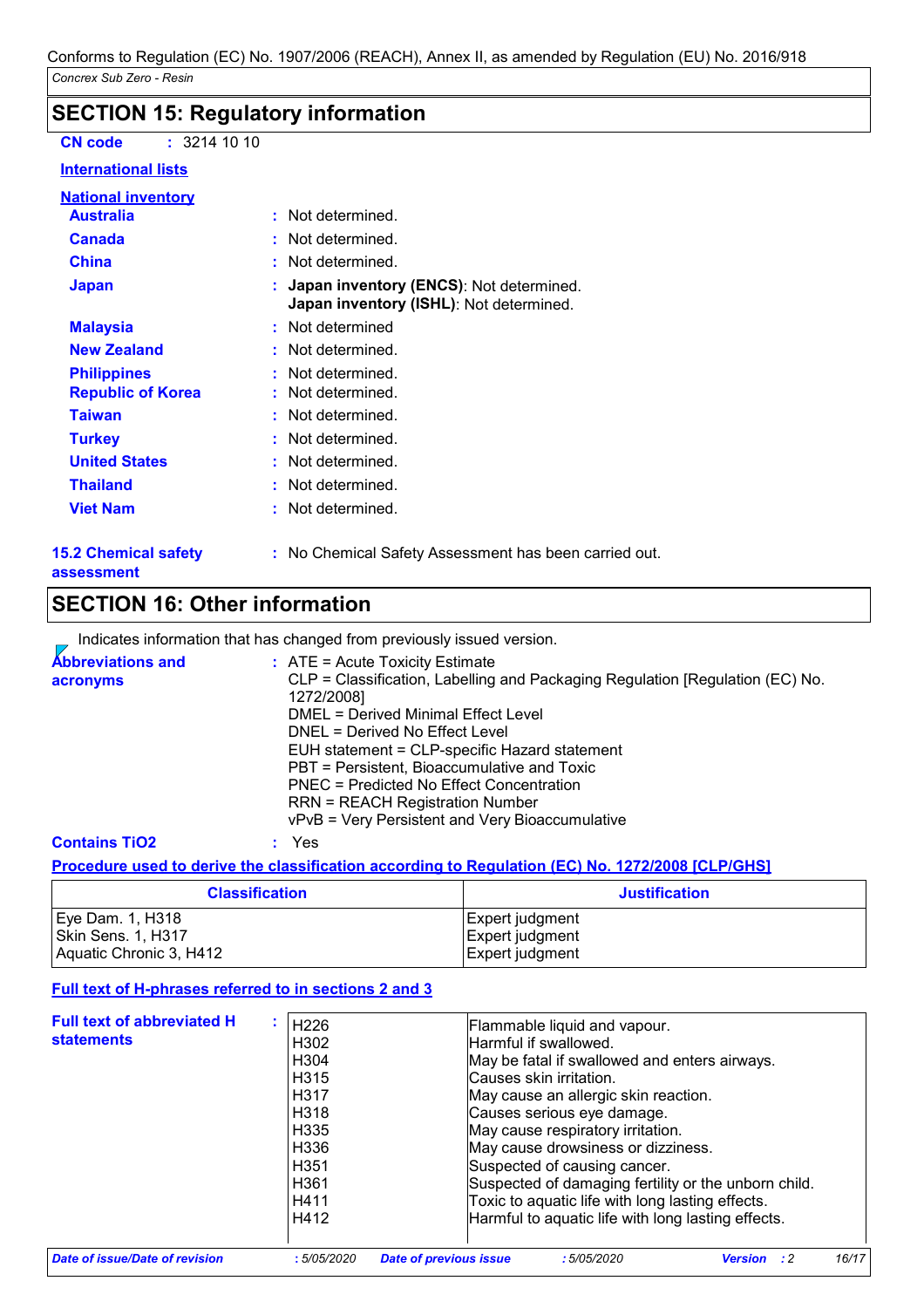## SECTION 15: Regulatory information

**CN code** : 3214 10 10

**International lists**

**National inventory**

| | |
|---|---|
| **Australia** | : Not determined. |
| **Canada** | : Not determined. |
| **China** | : Not determined. |
| **Japan** | : **Japan inventory (ENCS)**: Not determined.<br>**Japan inventory (ISHL)**: Not determined. |
| **Malaysia** | : Not determined |
| **New Zealand** | : Not determined. |
| **Philippines** | : Not determined. |
| **Republic of Korea** | : Not determined. |
| **Taiwan** | : Not determined. |
| **Turkey** | : Not determined. |
| **United States** | : Not determined. |
| **Thailand** | : Not determined. |
| **Viet Nam** | : Not determined. |

**15.2 Chemical safety assessment** : No Chemical Safety Assessment has been carried out.

## SECTION 16: Other information

Indicates information that has changed from previously issued version.

**Abbreviations and acronyms** : ATE = Acute Toxicity Estimate
CLP = Classification, Labelling and Packaging Regulation [Regulation (EC) No. 1272/2008]
DMEL = Derived Minimal Effect Level
DNEL = Derived No Effect Level
EUH statement = CLP-specific Hazard statement
PBT = Persistent, Bioaccumulative and Toxic
PNEC = Predicted No Effect Concentration
RRN = REACH Registration Number
vPvB = Very Persistent and Very Bioaccumulative

**Contains TiO2** : Yes

**Procedure used to derive the classification according to Regulation (EC) No. 1272/2008 [CLP/GHS]**

| Classification | Justification |
|---|---|
| Eye Dam. 1, H318 | Expert judgment |
| Skin Sens. 1, H317 | Expert judgment |
| Aquatic Chronic 3, H412 | Expert judgment |

**Full text of H-phrases referred to in sections 2 and 3**

**Full text of abbreviated H statements** :

| | |
|---|---|
| H226 | Flammable liquid and vapour. |
| H302 | Harmful if swallowed. |
| H304 | May be fatal if swallowed and enters airways. |
| H315 | Causes skin irritation. |
| H317 | May cause an allergic skin reaction. |
| H318 | Causes serious eye damage. |
| H335 | May cause respiratory irritation. |
| H336 | May cause drowsiness or dizziness. |
| H351 | Suspected of causing cancer. |
| H361 | Suspected of damaging fertility or the unborn child. |
| H411 | Toxic to aquatic life with long lasting effects. |
| H412 | Harmful to aquatic life with long lasting effects. |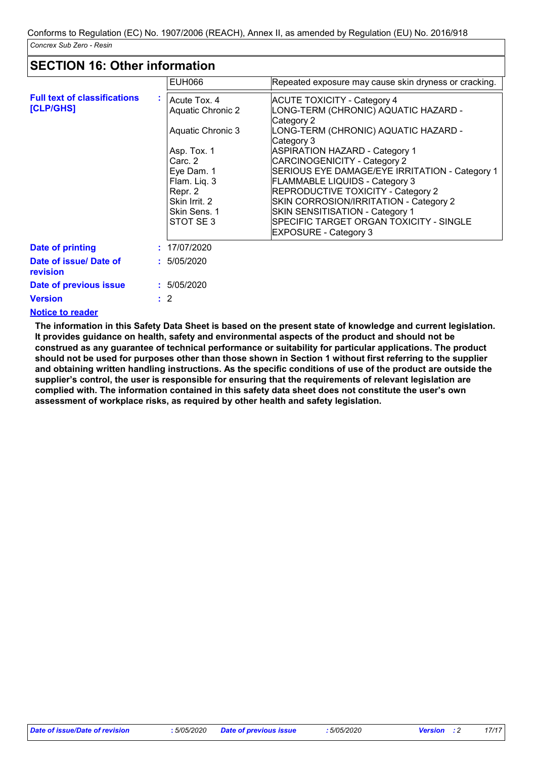## SECTION 16: Other information

| | | |
|---|---|---|
| | EUH066 | Repeated exposure may cause skin dryness or cracking. |
| **Full text of classifications [CLP/GHS]** | Acute Tox. 4 | ACUTE TOXICITY - Category 4 |
| | Aquatic Chronic 2 | LONG-TERM (CHRONIC) AQUATIC HAZARD - Category 2 |
| | Aquatic Chronic 3 | LONG-TERM (CHRONIC) AQUATIC HAZARD - Category 3 |
| | Asp. Tox. 1 | ASPIRATION HAZARD - Category 1 |
| | Carc. 2 | CARCINOGENICITY - Category 2 |
| | Eye Dam. 1 | SERIOUS EYE DAMAGE/EYE IRRITATION - Category 1 |
| | Flam. Liq. 3 | FLAMMABLE LIQUIDS - Category 3 |
| | Repr. 2 | REPRODUCTIVE TOXICITY - Category 2 |
| | Skin Irrit. 2 | SKIN CORROSION/IRRITATION - Category 2 |
| | Skin Sens. 1 | SKIN SENSITISATION - Category 1 |
| | STOT SE 3 | SPECIFIC TARGET ORGAN TOXICITY - SINGLE EXPOSURE - Category 3 |

**Date of printing** : 17/07/2020

**Date of issue/ Date of revision** : 5/05/2020

**Date of previous issue** : 5/05/2020

**Version** : 2

**Notice to reader**

**The information in this Safety Data Sheet is based on the present state of knowledge and current legislation. It provides guidance on health, safety and environmental aspects of the product and should not be construed as any guarantee of technical performance or suitability for particular applications. The product should not be used for purposes other than those shown in Section 1 without first referring to the supplier and obtaining written handling instructions. As the specific conditions of use of the product are outside the supplier's control, the user is responsible for ensuring that the requirements of relevant legislation are complied with. The information contained in this safety data sheet does not constitute the user's own assessment of workplace risks, as required by other health and safety legislation.**